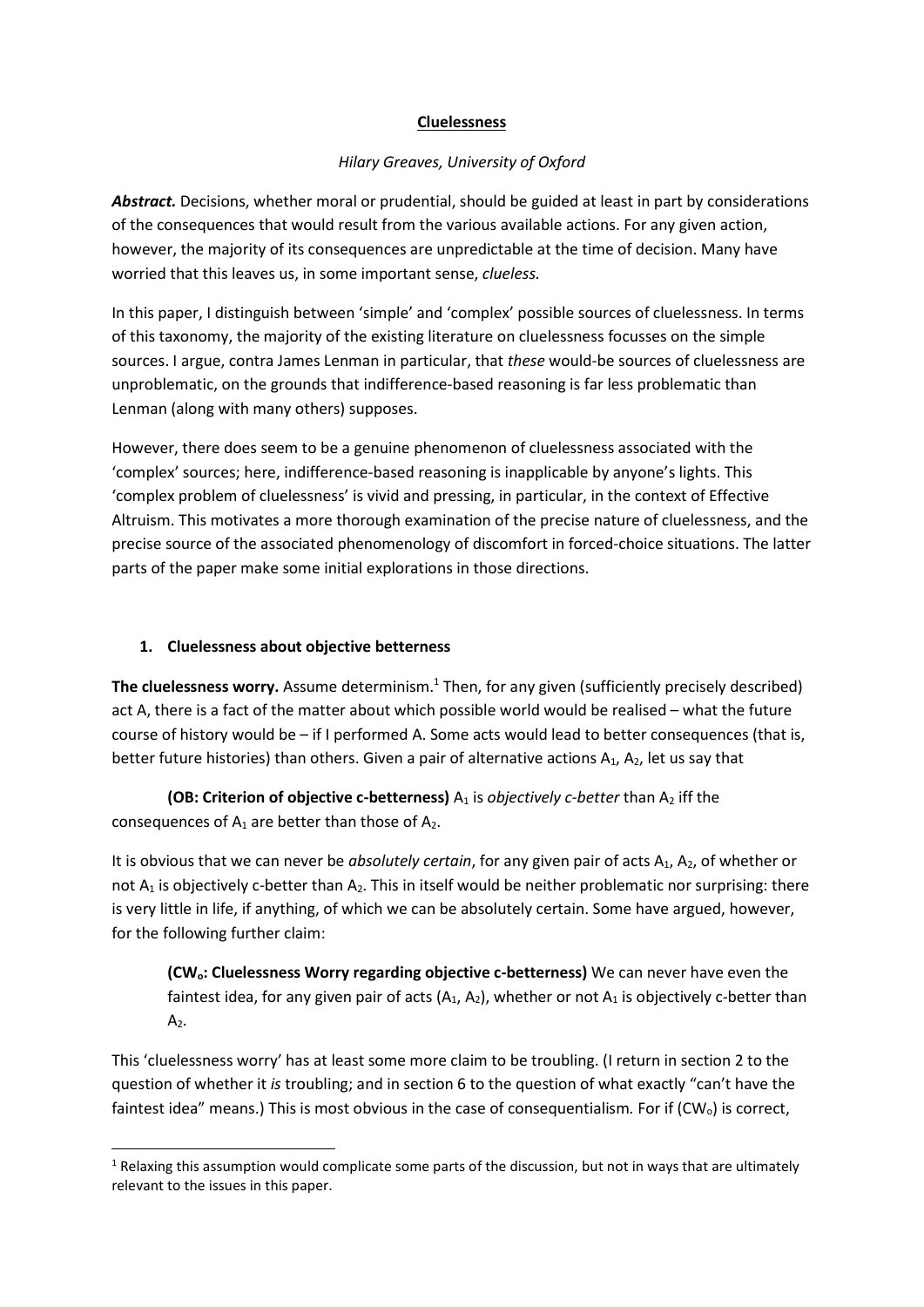# Cluelessness

*Hilary Greaves, University of Oxford*

***Abstract.*** Decisions, whether moral or prudential, should be guided at least in part by considerations of the consequences that would result from the various available actions. For any given action, however, the majority of its consequences are unpredictable at the time of decision. Many have worried that this leaves us, in some important sense, *clueless*.

In this paper, I distinguish between 'simple' and 'complex' possible sources of cluelessness. In terms of this taxonomy, the majority of the existing literature on cluelessness focusses on the simple sources. I argue, contra James Lenman in particular, that *these* would-be sources of cluelessness are unproblematic, on the grounds that indifference-based reasoning is far less problematic than Lenman (along with many others) supposes.

However, there does seem to be a genuine phenomenon of cluelessness associated with the 'complex' sources; here, indifference-based reasoning is inapplicable by anyone's lights. This 'complex problem of cluelessness' is vivid and pressing, in particular, in the context of Effective Altruism. This motivates a more thorough examination of the precise nature of cluelessness, and the precise source of the associated phenomenology of discomfort in forced-choice situations. The latter parts of the paper make some initial explorations in those directions.

## 1. Cluelessness about objective betterness

**The cluelessness worry.** Assume determinism.[1] Then, for any given (sufficiently precisely described) act A, there is a fact of the matter about which possible world would be realised – what the future course of history would be – if I performed A. Some acts would lead to better consequences (that is, better future histories) than others. Given a pair of alternative actions $A_1$, $A_2$, let us say that

> **(OB: Criterion of objective c-betterness)** $A_1$ is *objectively c-better* than $A_2$ iff the consequences of $A_1$ are better than those of $A_2$.

It is obvious that we can never be *absolutely certain*, for any given pair of acts $A_1$, $A_2$, of whether or not $A_1$ is objectively c-better than $A_2$. This in itself would be neither problematic nor surprising: there is very little in life, if anything, of which we can be absolutely certain. Some have argued, however, for the following further claim:

> **($CW_o$: Cluelessness Worry regarding objective c-betterness)** We can never have even the faintest idea, for any given pair of acts ($A_1$, $A_2$), whether or not $A_1$ is objectively c-better than $A_2$.

This 'cluelessness worry' has at least some more claim to be troubling. (I return in section 2 to the question of whether it *is* troubling; and in section 6 to the question of what exactly "can't have the faintest idea" means.) This is most obvious in the case of consequentialism. For if ($CW_o$) is correct,

[1] Relaxing this assumption would complicate some parts of the discussion, but not in ways that are ultimately relevant to the issues in this paper.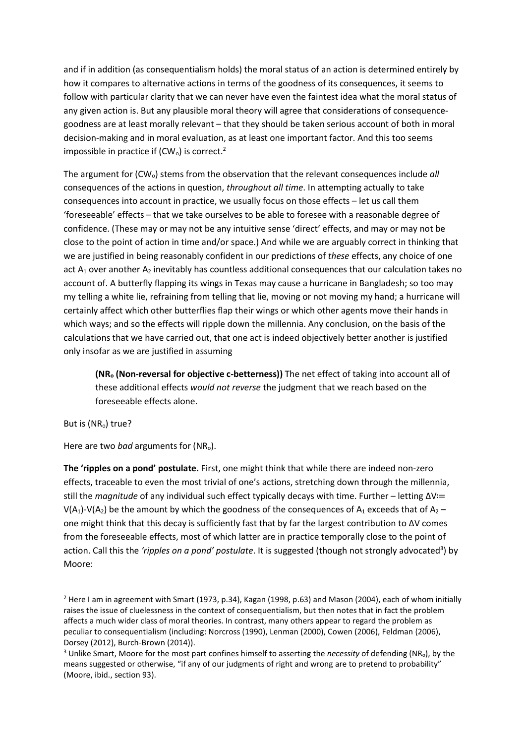and if in addition (as consequentialism holds) the moral status of an action is determined entirely by how it compares to alternative actions in terms of the goodness of its consequences, it seems to follow with particular clarity that we can never have even the faintest idea what the moral status of any given action is. But any plausible moral theory will agree that considerations of consequence-goodness are at least morally relevant – that they should be taken serious account of both in moral decision-making and in moral evaluation, as at least one important factor. And this too seems impossible in practice if ($CW_o$) is correct.[2]

The argument for ($CW_o$) stems from the observation that the relevant consequences include *all* consequences of the actions in question, *throughout all time*. In attempting actually to take consequences into account in practice, we usually focus on those effects – let us call them 'foreseeable' effects – that we take ourselves to be able to foresee with a reasonable degree of confidence. (These may or may not be any intuitive sense 'direct' effects, and may or may not be close to the point of action in time and/or space.) And while we are arguably correct in thinking that we are justified in being reasonably confident in our predictions of *these* effects, any choice of one act $A_1$ over another $A_2$ inevitably has countless additional consequences that our calculation takes no account of. A butterfly flapping its wings in Texas may cause a hurricane in Bangladesh; so too may my telling a white lie, refraining from telling that lie, moving or not moving my hand; a hurricane will certainly affect which other butterflies flap their wings or which other agents move their hands in which ways; and so the effects will ripple down the millennia. Any conclusion, on the basis of the calculations that we have carried out, that one act is indeed objectively better another is justified only insofar as we are justified in assuming

> **($NR_o$ (Non-reversal for objective c-betterness))** The net effect of taking into account all of these additional effects *would not reverse* the judgment that we reach based on the foreseeable effects alone.

But is ($NR_o$) true?

Here are two *bad* arguments for ($NR_o$).

**The 'ripples on a pond' postulate.** First, one might think that while there are indeed non-zero effects, traceable to even the most trivial of one's actions, stretching down through the millennia, still the *magnitude* of any individual such effect typically decays with time. Further – letting $\Delta V := V(A_1)-V(A_2)$ be the amount by which the goodness of the consequences of $A_1$ exceeds that of $A_2$ – one might think that this decay is sufficiently fast that by far the largest contribution to $\Delta V$ comes from the foreseeable effects, most of which latter are in practice temporally close to the point of action. Call this the *'ripples on a pond' postulate*. It is suggested (though not strongly advocated[3]) by Moore:

[2] Here I am in agreement with Smart (1973, p.34), Kagan (1998, p.63) and Mason (2004), each of whom initially raises the issue of cluelessness in the context of consequentialism, but then notes that in fact the problem affects a much wider class of moral theories. In contrast, many others appear to regard the problem as peculiar to consequentialism (including: Norcross (1990), Lenman (2000), Cowen (2006), Feldman (2006), Dorsey (2012), Burch-Brown (2014)).

[3] Unlike Smart, Moore for the most part confines himself to asserting the *necessity* of defending ($NR_o$), by the means suggested or otherwise, "if any of our judgments of right and wrong are to pretend to probability" (Moore, ibid., section 93).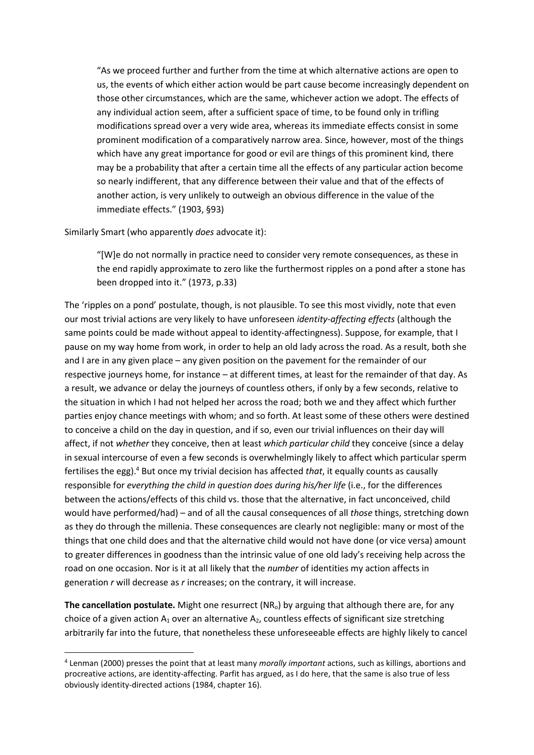> "As we proceed further and further from the time at which alternative actions are open to us, the events of which either action would be part cause become increasingly dependent on those other circumstances, which are the same, whichever action we adopt. The effects of any individual action seem, after a sufficient space of time, to be found only in trifling modifications spread over a very wide area, whereas its immediate effects consist in some prominent modification of a comparatively narrow area. Since, however, most of the things which have any great importance for good or evil are things of this prominent kind, there may be a probability that after a certain time all the effects of any particular action become so nearly indifferent, that any difference between their value and that of the effects of another action, is very unlikely to outweigh an obvious difference in the value of the immediate effects." (1903, §93)

Similarly Smart (who apparently *does* advocate it):

> "[W]e do not normally in practice need to consider very remote consequences, as these in the end rapidly approximate to zero like the furthermost ripples on a pond after a stone has been dropped into it." (1973, p.33)

The 'ripples on a pond' postulate, though, is not plausible. To see this most vividly, note that even our most trivial actions are very likely to have unforeseen *identity-affecting effects* (although the same points could be made without appeal to identity-affectingness). Suppose, for example, that I pause on my way home from work, in order to help an old lady across the road. As a result, both she and I are in any given place – any given position on the pavement for the remainder of our respective journeys home, for instance – at different times, at least for the remainder of that day. As a result, we advance or delay the journeys of countless others, if only by a few seconds, relative to the situation in which I had not helped her across the road; both we and they affect which further parties enjoy chance meetings with whom; and so forth. At least some of these others were destined to conceive a child on the day in question, and if so, even our trivial influences on their day will affect, if not *whether* they conceive, then at least *which particular child* they conceive (since a delay in sexual intercourse of even a few seconds is overwhelmingly likely to affect which particular sperm fertilises the egg).[4] But once my trivial decision has affected *that*, it equally counts as causally responsible for *everything the child in question does during his/her life* (i.e., for the differences between the actions/effects of this child vs. those that the alternative, in fact unconceived, child would have performed/had) – and of all the causal consequences of all *those* things, stretching down as they do through the millenia. These consequences are clearly not negligible: many or most of the things that one child does and that the alternative child would not have done (or vice versa) amount to greater differences in goodness than the intrinsic value of one old lady's receiving help across the road on one occasion. Nor is it at all likely that the *number* of identities my action affects in generation *r* will decrease as *r* increases; on the contrary, it will increase.

**The cancellation postulate.** Might one resurrect ($NR_o$) by arguing that although there are, for any choice of a given action $A_1$ over an alternative $A_2$, countless effects of significant size stretching arbitrarily far into the future, that nonetheless these unforeseeable effects are highly likely to cancel

---

[4] Lenman (2000) presses the point that at least many *morally important* actions, such as killings, abortions and procreative actions, are identity-affecting. Parfit has argued, as I do here, that the same is also true of less obviously identity-directed actions (1984, chapter 16).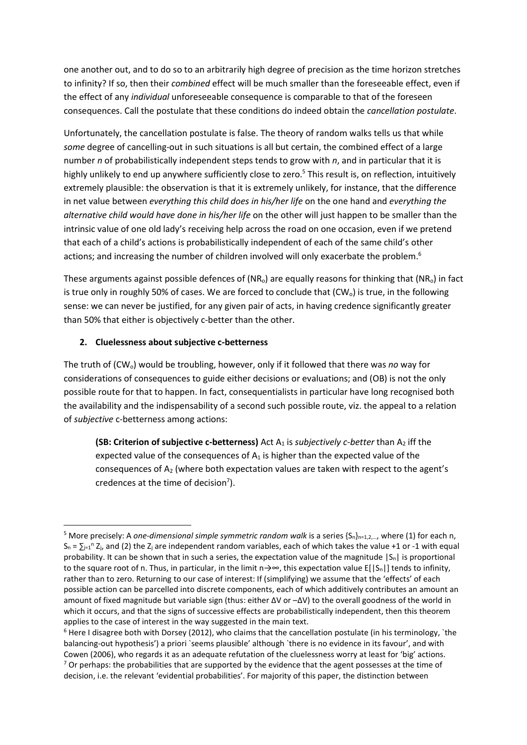one another out, and to do so to an arbitrarily high degree of precision as the time horizon stretches to infinity? If so, then their *combined* effect will be much smaller than the foreseeable effect, even if the effect of any *individual* unforeseeable consequence is comparable to that of the foreseen consequences. Call the postulate that these conditions do indeed obtain the *cancellation postulate*.

Unfortunately, the cancellation postulate is false. The theory of random walks tells us that while *some* degree of cancelling-out in such situations is all but certain, the combined effect of a large number *n* of probabilistically independent steps tends to grow with *n*, and in particular that it is highly unlikely to end up anywhere sufficiently close to zero.[5] This result is, on reflection, intuitively extremely plausible: the observation is that it is extremely unlikely, for instance, that the difference in net value between *everything this child does in his/her life* on the one hand and *everything the alternative child would have done in his/her life* on the other will just happen to be smaller than the intrinsic value of one old lady's receiving help across the road on one occasion, even if we pretend that each of a child's actions is probabilistically independent of each of the same child's other actions; and increasing the number of children involved will only exacerbate the problem.[6]

These arguments against possible defences of ($NR_o$) are equally reasons for thinking that ($NR_o$) in fact is true only in roughly 50% of cases. We are forced to conclude that ($CW_o$) is true, in the following sense: we can never be justified, for any given pair of acts, in having credence significantly greater than 50% that either is objectively c-better than the other.

## 2. Cluelessness about subjective c-betterness

The truth of ($CW_o$) would be troubling, however, only if it followed that there was *no* way for considerations of consequences to guide either decisions or evaluations; and (OB) is not the only possible route for that to happen. In fact, consequentialists in particular have long recognised both the availability and the indispensability of a second such possible route, viz. the appeal to a relation of *subjective* c-betterness among actions:

> **(SB: Criterion of subjective c-betterness)** Act $A_1$ is *subjectively c-better* than $A_2$ iff the expected value of the consequences of $A_1$ is higher than the expected value of the consequences of $A_2$ (where both expectation values are taken with respect to the agent's credences at the time of decision[7]).

---

[5] More precisely: A *one-dimensional simple symmetric random walk* is a series $\{S_n\}_{n=1,2,\ldots}$, where (1) for each n, $S_n = \sum_{j=1}^{n} Z_j$, and (2) the $Z_j$ are independent random variables, each of which takes the value +1 or -1 with equal probability. It can be shown that in such a series, the expectation value of the magnitude $|S_n|$ is proportional to the square root of n. Thus, in particular, in the limit $n \to \infty$, this expectation value $E[|S_n|]$ tends to infinity, rather than to zero. Returning to our case of interest: If (simplifying) we assume that the 'effects' of each possible action can be parcelled into discrete components, each of which additively contributes an amount an amount of fixed magnitude but variable sign (thus: either $\Delta V$ or $-\Delta V$) to the overall goodness of the world in which it occurs, and that the signs of successive effects are probabilistically independent, then this theorem applies to the case of interest in the way suggested in the main text.

[6] Here I disagree both with Dorsey (2012), who claims that the cancellation postulate (in his terminology, `the balancing-out hypothesis') a priori `seems plausible' although `there is no evidence in its favour', and with Cowen (2006), who regards it as an adequate refutation of the cluelessness worry at least for 'big' actions.

[7] Or perhaps: the probabilities that are supported by the evidence that the agent possesses at the time of decision, i.e. the relevant 'evidential probabilities'. For majority of this paper, the distinction between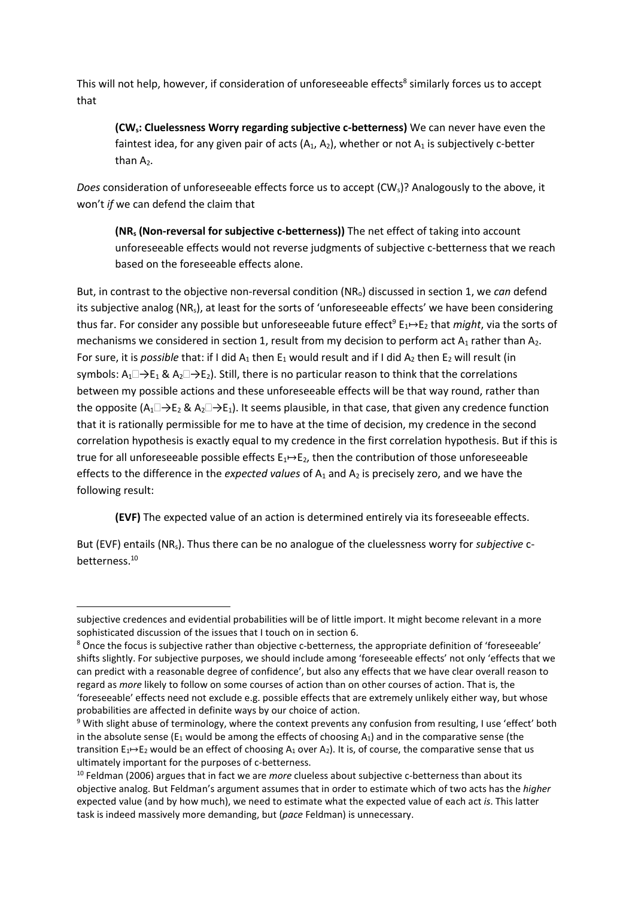This will not help, however, if consideration of unforeseeable effects[8] similarly forces us to accept that

> **($CW_s$: Cluelessness Worry regarding subjective c-betterness)** We can never have even the faintest idea, for any given pair of acts ($A_1$, $A_2$), whether or not $A_1$ is subjectively c-better than $A_2$.

*Does* consideration of unforeseeable effects force us to accept ($CW_s$)? Analogously to the above, it won't *if* we can defend the claim that

> **($NR_s$ (Non-reversal for subjective c-betterness))** The net effect of taking into account unforeseeable effects would not reverse judgments of subjective c-betterness that we reach based on the foreseeable effects alone.

But, in contrast to the objective non-reversal condition ($NR_o$) discussed in section 1, we *can* defend its subjective analog ($NR_s$), at least for the sorts of 'unforeseeable effects' we have been considering thus far. For consider any possible but unforeseeable future effect[9] $E_1 \mapsto E_2$ that *might*, via the sorts of mechanisms we considered in section 1, result from my decision to perform act $A_1$ rather than $A_2$. For sure, it is *possible* that: if I did $A_1$ then $E_1$ would result and if I did $A_2$ then $E_2$ will result (in symbols: $A_1 \Box\!\!\rightarrow E_1$ & $A_2 \Box\!\!\rightarrow E_2$). Still, there is no particular reason to think that the correlations between my possible actions and these unforeseeable effects will be that way round, rather than the opposite ($A_1 \Box\!\!\rightarrow E_2$ & $A_2 \Box\!\!\rightarrow E_1$). It seems plausible, in that case, that given any credence function that it is rationally permissible for me to have at the time of decision, my credence in the second correlation hypothesis is exactly equal to my credence in the first correlation hypothesis. But if this is true for all unforeseeable possible effects $E_1 \mapsto E_2$, then the contribution of those unforeseeable effects to the difference in the *expected values* of $A_1$ and $A_2$ is precisely zero, and we have the following result:

> **(EVF)** The expected value of an action is determined entirely via its foreseeable effects.

But (EVF) entails ($NR_s$). Thus there can be no analogue of the cluelessness worry for *subjective* c-betterness.[10]

---

subjective credences and evidential probabilities will be of little import. It might become relevant in a more sophisticated discussion of the issues that I touch on in section 6.

[8] Once the focus is subjective rather than objective c-betterness, the appropriate definition of 'foreseeable' shifts slightly. For subjective purposes, we should include among 'foreseeable effects' not only 'effects that we can predict with a reasonable degree of confidence', but also any effects that we have clear overall reason to regard as *more* likely to follow on some courses of action than on other courses of action. That is, the 'foreseeable' effects need not exclude e.g. possible effects that are extremely unlikely either way, but whose probabilities are affected in definite ways by our choice of action.

[9] With slight abuse of terminology, where the context prevents any confusion from resulting, I use 'effect' both in the absolute sense ($E_1$ would be among the effects of choosing $A_1$) and in the comparative sense (the transition $E_1 \mapsto E_2$ would be an effect of choosing $A_1$ over $A_2$). It is, of course, the comparative sense that us ultimately important for the purposes of c-betterness.

[10] Feldman (2006) argues that in fact we are *more* clueless about subjective c-betterness than about its objective analog. But Feldman's argument assumes that in order to estimate which of two acts has the *higher* expected value (and by how much), we need to estimate what the expected value of each act *is*. This latter task is indeed massively more demanding, but (*pace* Feldman) is unnecessary.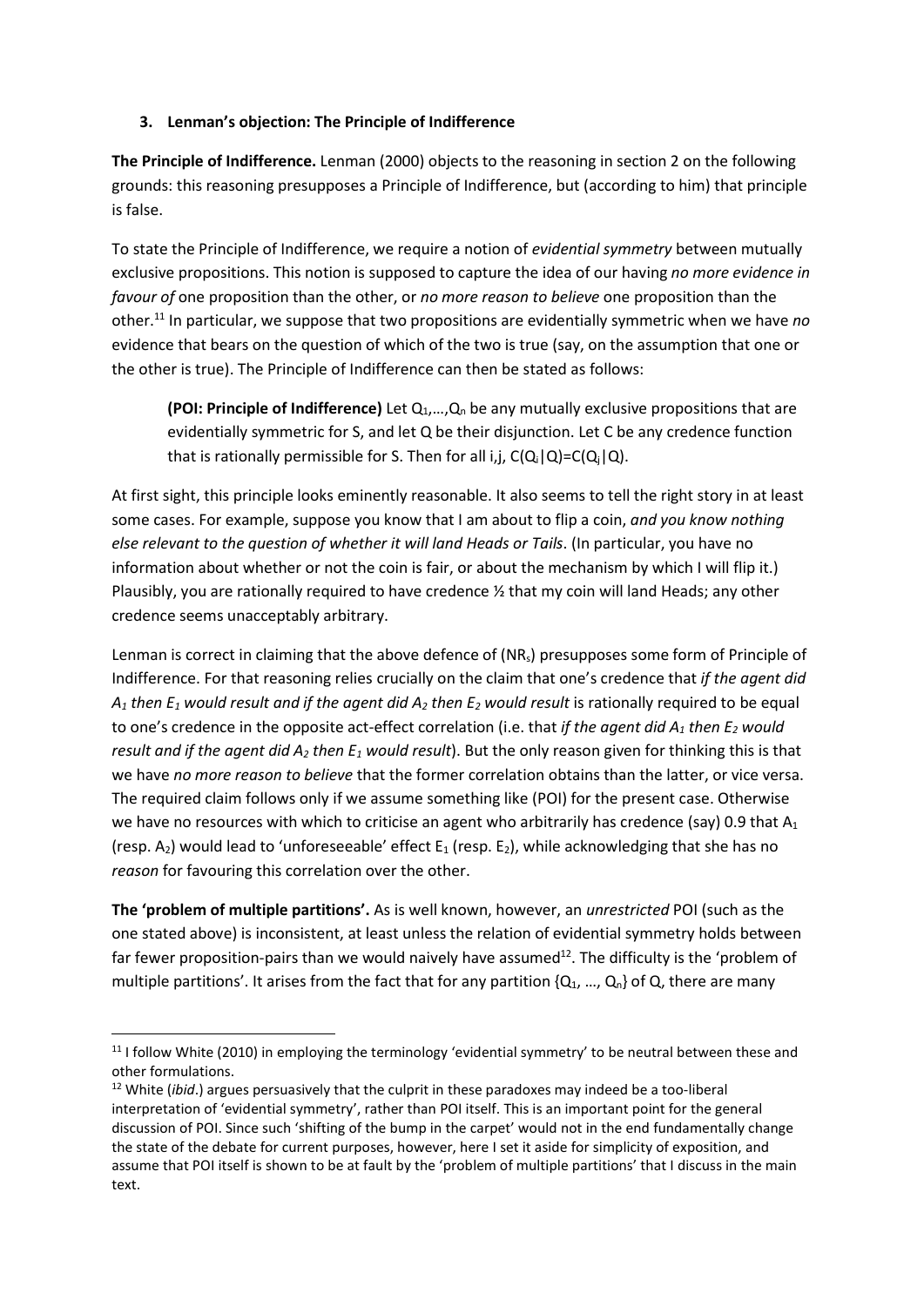### 3. Lenman's objection: The Principle of Indifference

**The Principle of Indifference.** Lenman (2000) objects to the reasoning in section 2 on the following grounds: this reasoning presupposes a Principle of Indifference, but (according to him) that principle is false.

To state the Principle of Indifference, we require a notion of *evidential symmetry* between mutually exclusive propositions. This notion is supposed to capture the idea of our having *no more evidence in favour of* one proposition than the other, or *no more reason to believe* one proposition than the other.[11] In particular, we suppose that two propositions are evidentially symmetric when we have *no* evidence that bears on the question of which of the two is true (say, on the assumption that one or the other is true). The Principle of Indifference can then be stated as follows:

> **(POI: Principle of Indifference)** Let $Q_1,\ldots,Q_n$ be any mutually exclusive propositions that are evidentially symmetric for S, and let Q be their disjunction. Let C be any credence function that is rationally permissible for S. Then for all i,j, $C(Q_i|Q)=C(Q_j|Q)$.

At first sight, this principle looks eminently reasonable. It also seems to tell the right story in at least some cases. For example, suppose you know that I am about to flip a coin, *and you know nothing else relevant to the question of whether it will land Heads or Tails*. (In particular, you have no information about whether or not the coin is fair, or about the mechanism by which I will flip it.) Plausibly, you are rationally required to have credence ½ that my coin will land Heads; any other credence seems unacceptably arbitrary.

Lenman is correct in claiming that the above defence of ($NR_s$) presupposes some form of Principle of Indifference. For that reasoning relies crucially on the claim that one's credence that *if the agent did $A_1$ then $E_1$ would result and if the agent did $A_2$ then $E_2$ would result* is rationally required to be equal to one's credence in the opposite act-effect correlation (i.e. that *if the agent did $A_1$ then $E_2$ would result and if the agent did $A_2$ then $E_1$ would result*). But the only reason given for thinking this is that we have *no more reason to believe* that the former correlation obtains than the latter, or vice versa. The required claim follows only if we assume something like (POI) for the present case. Otherwise we have no resources with which to criticise an agent who arbitrarily has credence (say) 0.9 that $A_1$ (resp. $A_2$) would lead to 'unforeseeable' effect $E_1$ (resp. $E_2$), while acknowledging that she has no *reason* for favouring this correlation over the other.

**The 'problem of multiple partitions'.** As is well known, however, an *unrestricted* POI (such as the one stated above) is inconsistent, at least unless the relation of evidential symmetry holds between far fewer proposition-pairs than we would naively have assumed[12]. The difficulty is the 'problem of multiple partitions'. It arises from the fact that for any partition $\{Q_1, \ldots, Q_n\}$ of Q, there are many

---

[11] I follow White (2010) in employing the terminology 'evidential symmetry' to be neutral between these and other formulations.

[12] White (*ibid*.) argues persuasively that the culprit in these paradoxes may indeed be a too-liberal interpretation of 'evidential symmetry', rather than POI itself. This is an important point for the general discussion of POI. Since such 'shifting of the bump in the carpet' would not in the end fundamentally change the state of the debate for current purposes, however, here I set it aside for simplicity of exposition, and assume that POI itself is shown to be at fault by the 'problem of multiple partitions' that I discuss in the main text.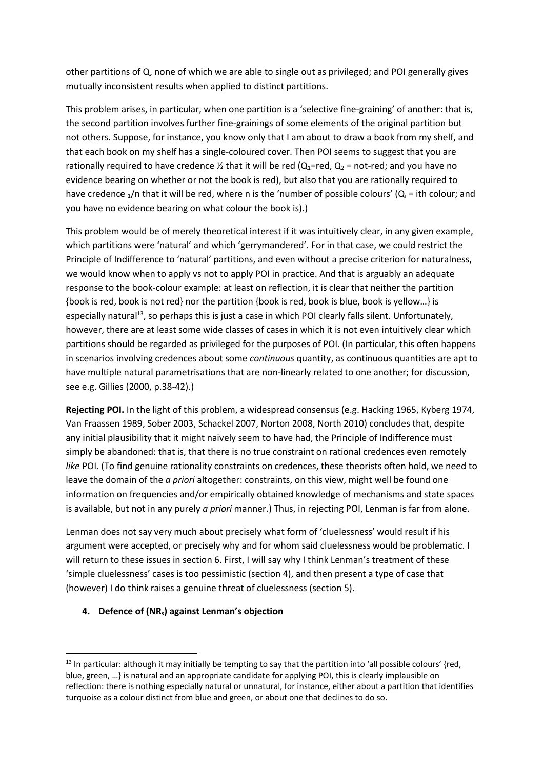other partitions of Q, none of which we are able to single out as privileged; and POI generally gives mutually inconsistent results when applied to distinct partitions.

This problem arises, in particular, when one partition is a 'selective fine-graining' of another: that is, the second partition involves further fine-grainings of some elements of the original partition but not others. Suppose, for instance, you know only that I am about to draw a book from my shelf, and that each book on my shelf has a single-coloured cover. Then POI seems to suggest that you are rationally required to have credence ½ that it will be red ($Q_1$=red, $Q_2$ = not-red; and you have no evidence bearing on whether or not the book is red), but also that you are rationally required to have credence $_1$/n that it will be red, where n is the 'number of possible colours' ($Q_i$ = ith colour; and you have no evidence bearing on what colour the book is).)

This problem would be of merely theoretical interest if it was intuitively clear, in any given example, which partitions were 'natural' and which 'gerrymandered'. For in that case, we could restrict the Principle of Indifference to 'natural' partitions, and even without a precise criterion for naturalness, we would know when to apply vs not to apply POI in practice. And that is arguably an adequate response to the book-colour example: at least on reflection, it is clear that neither the partition {book is red, book is not red} nor the partition {book is red, book is blue, book is yellow…} is especially natural[13], so perhaps this is just a case in which POI clearly falls silent. Unfortunately, however, there are at least some wide classes of cases in which it is not even intuitively clear which partitions should be regarded as privileged for the purposes of POI. (In particular, this often happens in scenarios involving credences about some *continuous* quantity, as continuous quantities are apt to have multiple natural parametrisations that are non-linearly related to one another; for discussion, see e.g. Gillies (2000, p.38-42).)

**Rejecting POI.** In the light of this problem, a widespread consensus (e.g. Hacking 1965, Kyberg 1974, Van Fraassen 1989, Sober 2003, Schackel 2007, Norton 2008, North 2010) concludes that, despite any initial plausibility that it might naively seem to have had, the Principle of Indifference must simply be abandoned: that is, that there is no true constraint on rational credences even remotely *like* POI. (To find genuine rationality constraints on credences, these theorists often hold, we need to leave the domain of the *a priori* altogether: constraints, on this view, might well be found one information on frequencies and/or empirically obtained knowledge of mechanisms and state spaces is available, but not in any purely *a priori* manner.) Thus, in rejecting POI, Lenman is far from alone.

Lenman does not say very much about precisely what form of 'cluelessness' would result if his argument were accepted, or precisely why and for whom said cluelessness would be problematic. I will return to these issues in section 6. First, I will say why I think Lenman's treatment of these 'simple cluelessness' cases is too pessimistic (section 4), and then present a type of case that (however) I do think raises a genuine threat of cluelessness (section 5).

## 4. Defence of ($NR_s$) against Lenman's objection

[13] In particular: although it may initially be tempting to say that the partition into 'all possible colours' {red, blue, green, …} is natural and an appropriate candidate for applying POI, this is clearly implausible on reflection: there is nothing especially natural or unnatural, for instance, either about a partition that identifies turquoise as a colour distinct from blue and green, or about one that declines to do so.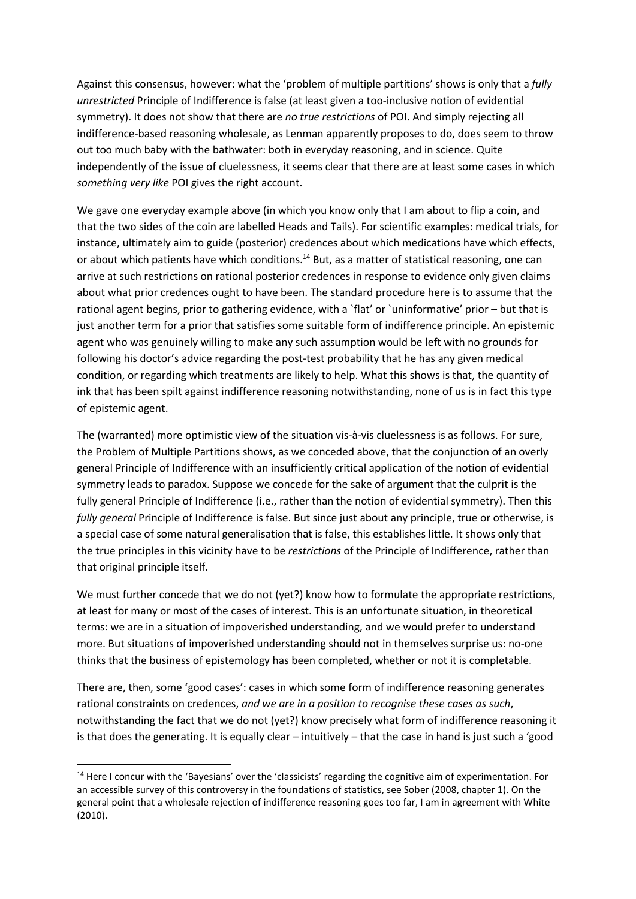Against this consensus, however: what the 'problem of multiple partitions' shows is only that a *fully unrestricted* Principle of Indifference is false (at least given a too-inclusive notion of evidential symmetry). It does not show that there are *no true restrictions* of POI. And simply rejecting all indifference-based reasoning wholesale, as Lenman apparently proposes to do, does seem to throw out too much baby with the bathwater: both in everyday reasoning, and in science. Quite independently of the issue of cluelessness, it seems clear that there are at least some cases in which *something very like* POI gives the right account.

We gave one everyday example above (in which you know only that I am about to flip a coin, and that the two sides of the coin are labelled Heads and Tails). For scientific examples: medical trials, for instance, ultimately aim to guide (posterior) credences about which medications have which effects, or about which patients have which conditions.[14] But, as a matter of statistical reasoning, one can arrive at such restrictions on rational posterior credences in response to evidence only given claims about what prior credences ought to have been. The standard procedure here is to assume that the rational agent begins, prior to gathering evidence, with a `flat' or `uninformative' prior – but that is just another term for a prior that satisfies some suitable form of indifference principle. An epistemic agent who was genuinely willing to make any such assumption would be left with no grounds for following his doctor's advice regarding the post-test probability that he has any given medical condition, or regarding which treatments are likely to help. What this shows is that, the quantity of ink that has been spilt against indifference reasoning notwithstanding, none of us is in fact this type of epistemic agent.

The (warranted) more optimistic view of the situation vis-à-vis cluelessness is as follows. For sure, the Problem of Multiple Partitions shows, as we conceded above, that the conjunction of an overly general Principle of Indifference with an insufficiently critical application of the notion of evidential symmetry leads to paradox. Suppose we concede for the sake of argument that the culprit is the fully general Principle of Indifference (i.e., rather than the notion of evidential symmetry). Then this *fully general* Principle of Indifference is false. But since just about any principle, true or otherwise, is a special case of some natural generalisation that is false, this establishes little. It shows only that the true principles in this vicinity have to be *restrictions* of the Principle of Indifference, rather than that original principle itself.

We must further concede that we do not (yet?) know how to formulate the appropriate restrictions, at least for many or most of the cases of interest. This is an unfortunate situation, in theoretical terms: we are in a situation of impoverished understanding, and we would prefer to understand more. But situations of impoverished understanding should not in themselves surprise us: no-one thinks that the business of epistemology has been completed, whether or not it is completable.

There are, then, some 'good cases': cases in which some form of indifference reasoning generates rational constraints on credences, *and we are in a position to recognise these cases as such*, notwithstanding the fact that we do not (yet?) know precisely what form of indifference reasoning it is that does the generating. It is equally clear – intuitively – that the case in hand is just such a 'good

---

[14] Here I concur with the 'Bayesians' over the 'classicists' regarding the cognitive aim of experimentation. For an accessible survey of this controversy in the foundations of statistics, see Sober (2008, chapter 1). On the general point that a wholesale rejection of indifference reasoning goes too far, I am in agreement with White (2010).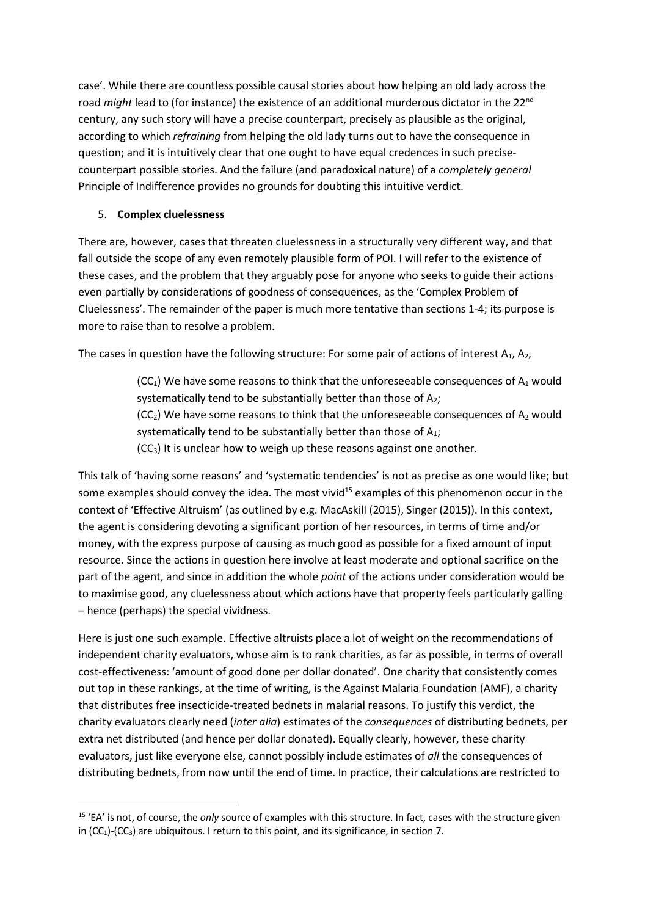case'. While there are countless possible causal stories about how helping an old lady across the road *might* lead to (for instance) the existence of an additional murderous dictator in the 22nd century, any such story will have a precise counterpart, precisely as plausible as the original, according to which *refraining* from helping the old lady turns out to have the consequence in question; and it is intuitively clear that one ought to have equal credences in such precise-counterpart possible stories. And the failure (and paradoxical nature) of a *completely general* Principle of Indifference provides no grounds for doubting this intuitive verdict.

## 5. **Complex cluelessness**

There are, however, cases that threaten cluelessness in a structurally very different way, and that fall outside the scope of any even remotely plausible form of POI. I will refer to the existence of these cases, and the problem that they arguably pose for anyone who seeks to guide their actions even partially by considerations of goodness of consequences, as the 'Complex Problem of Cluelessness'. The remainder of the paper is much more tentative than sections 1-4; its purpose is more to raise than to resolve a problem.

The cases in question have the following structure: For some pair of actions of interest $A_1$, $A_2$,

> ($CC_1$) We have some reasons to think that the unforeseeable consequences of $A_1$ would systematically tend to be substantially better than those of $A_2$;
> ($CC_2$) We have some reasons to think that the unforeseeable consequences of $A_2$ would systematically tend to be substantially better than those of $A_1$;
> ($CC_3$) It is unclear how to weigh up these reasons against one another.

This talk of 'having some reasons' and 'systematic tendencies' is not as precise as one would like; but some examples should convey the idea. The most vivid[15] examples of this phenomenon occur in the context of 'Effective Altruism' (as outlined by e.g. MacAskill (2015), Singer (2015)). In this context, the agent is considering devoting a significant portion of her resources, in terms of time and/or money, with the express purpose of causing as much good as possible for a fixed amount of input resource. Since the actions in question here involve at least moderate and optional sacrifice on the part of the agent, and since in addition the whole *point* of the actions under consideration would be to maximise good, any cluelessness about which actions have that property feels particularly galling – hence (perhaps) the special vividness.

Here is just one such example. Effective altruists place a lot of weight on the recommendations of independent charity evaluators, whose aim is to rank charities, as far as possible, in terms of overall cost-effectiveness: 'amount of good done per dollar donated'. One charity that consistently comes out top in these rankings, at the time of writing, is the Against Malaria Foundation (AMF), a charity that distributes free insecticide-treated bednets in malarial reasons. To justify this verdict, the charity evaluators clearly need (*inter alia*) estimates of the *consequences* of distributing bednets, per extra net distributed (and hence per dollar donated). Equally clearly, however, these charity evaluators, just like everyone else, cannot possibly include estimates of *all* the consequences of distributing bednets, from now until the end of time. In practice, their calculations are restricted to

[15] 'EA' is not, of course, the *only* source of examples with this structure. In fact, cases with the structure given in ($CC_1$)-($CC_3$) are ubiquitous. I return to this point, and its significance, in section 7.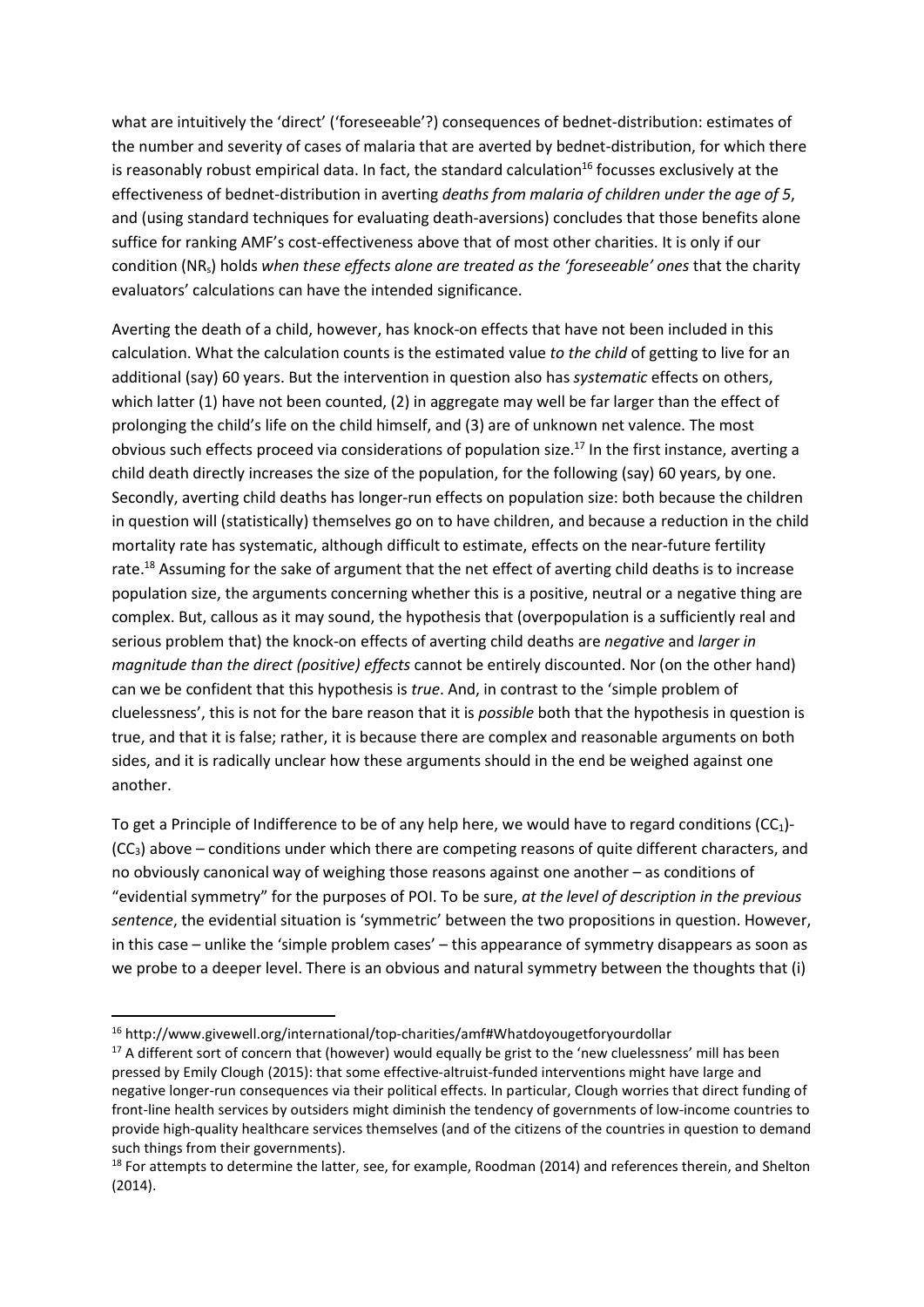what are intuitively the 'direct' ('foreseeable'?) consequences of bednet-distribution: estimates of the number and severity of cases of malaria that are averted by bednet-distribution, for which there is reasonably robust empirical data. In fact, the standard calculation[16] focusses exclusively at the effectiveness of bednet-distribution in averting *deaths from malaria of children under the age of 5*, and (using standard techniques for evaluating death-aversions) concludes that those benefits alone suffice for ranking AMF's cost-effectiveness above that of most other charities. It is only if our condition ($NR_s$) holds *when these effects alone are treated as the 'foreseeable' ones* that the charity evaluators' calculations can have the intended significance.

Averting the death of a child, however, has knock-on effects that have not been included in this calculation. What the calculation counts is the estimated value *to the child* of getting to live for an additional (say) 60 years. But the intervention in question also has *systematic* effects on others, which latter (1) have not been counted, (2) in aggregate may well be far larger than the effect of prolonging the child's life on the child himself, and (3) are of unknown net valence. The most obvious such effects proceed via considerations of population size.[17] In the first instance, averting a child death directly increases the size of the population, for the following (say) 60 years, by one. Secondly, averting child deaths has longer-run effects on population size: both because the children in question will (statistically) themselves go on to have children, and because a reduction in the child mortality rate has systematic, although difficult to estimate, effects on the near-future fertility rate.[18] Assuming for the sake of argument that the net effect of averting child deaths is to increase population size, the arguments concerning whether this is a positive, neutral or a negative thing are complex. But, callous as it may sound, the hypothesis that (overpopulation is a sufficiently real and serious problem that) the knock-on effects of averting child deaths are *negative* and *larger in magnitude than the direct (positive) effects* cannot be entirely discounted. Nor (on the other hand) can we be confident that this hypothesis is *true*. And, in contrast to the 'simple problem of cluelessness', this is not for the bare reason that it is *possible* both that the hypothesis in question is true, and that it is false; rather, it is because there are complex and reasonable arguments on both sides, and it is radically unclear how these arguments should in the end be weighed against one another.

To get a Principle of Indifference to be of any help here, we would have to regard conditions ($CC_1$)-($CC_3$) above – conditions under which there are competing reasons of quite different characters, and no obviously canonical way of weighing those reasons against one another – as conditions of "evidential symmetry" for the purposes of POI. To be sure, *at the level of description in the previous sentence*, the evidential situation is 'symmetric' between the two propositions in question. However, in this case – unlike the 'simple problem cases' – this appearance of symmetry disappears as soon as we probe to a deeper level. There is an obvious and natural symmetry between the thoughts that (i)

---

[16] http://www.givewell.org/international/top-charities/amf#Whatdoyougetforyourdollar

[17] A different sort of concern that (however) would equally be grist to the 'new cluelessness' mill has been pressed by Emily Clough (2015): that some effective-altruist-funded interventions might have large and negative longer-run consequences via their political effects. In particular, Clough worries that direct funding of front-line health services by outsiders might diminish the tendency of governments of low-income countries to provide high-quality healthcare services themselves (and of the citizens of the countries in question to demand such things from their governments).

[18] For attempts to determine the latter, see, for example, Roodman (2014) and references therein, and Shelton (2014).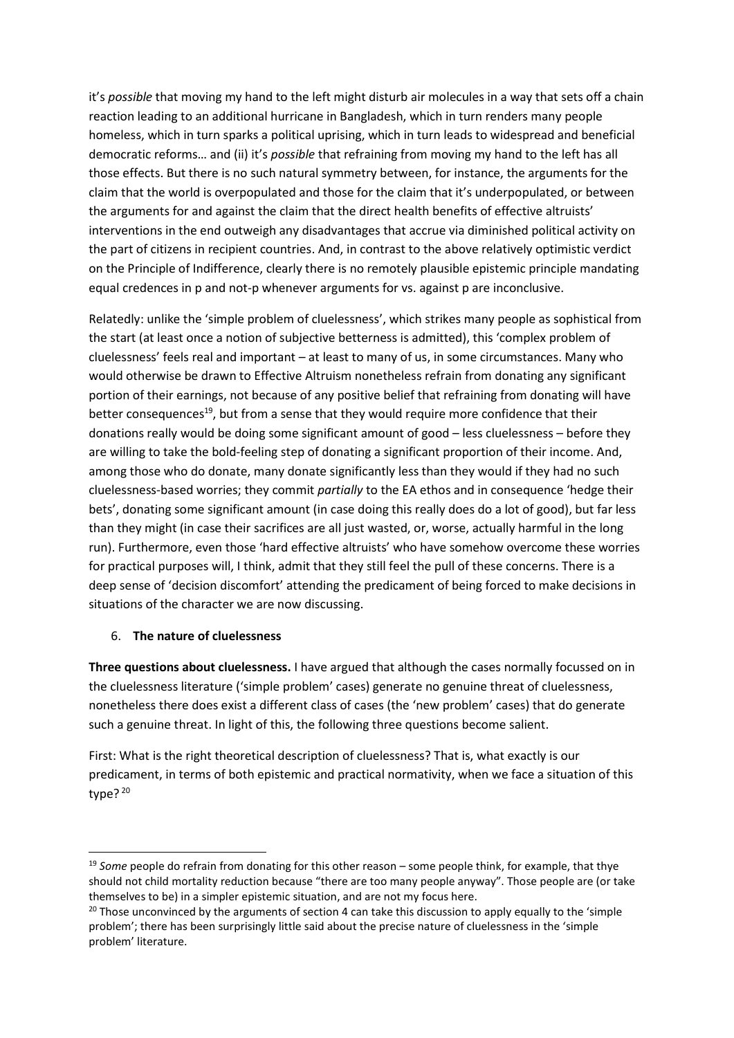it's *possible* that moving my hand to the left might disturb air molecules in a way that sets off a chain reaction leading to an additional hurricane in Bangladesh, which in turn renders many people homeless, which in turn sparks a political uprising, which in turn leads to widespread and beneficial democratic reforms… and (ii) it's *possible* that refraining from moving my hand to the left has all those effects. But there is no such natural symmetry between, for instance, the arguments for the claim that the world is overpopulated and those for the claim that it's underpopulated, or between the arguments for and against the claim that the direct health benefits of effective altruists' interventions in the end outweigh any disadvantages that accrue via diminished political activity on the part of citizens in recipient countries. And, in contrast to the above relatively optimistic verdict on the Principle of Indifference, clearly there is no remotely plausible epistemic principle mandating equal credences in p and not-p whenever arguments for vs. against p are inconclusive.

Relatedly: unlike the 'simple problem of cluelessness', which strikes many people as sophistical from the start (at least once a notion of subjective betterness is admitted), this 'complex problem of cluelessness' feels real and important – at least to many of us, in some circumstances. Many who would otherwise be drawn to Effective Altruism nonetheless refrain from donating any significant portion of their earnings, not because of any positive belief that refraining from donating will have better consequences[19], but from a sense that they would require more confidence that their donations really would be doing some significant amount of good – less cluelessness – before they are willing to take the bold-feeling step of donating a significant proportion of their income. And, among those who do donate, many donate significantly less than they would if they had no such cluelessness-based worries; they commit *partially* to the EA ethos and in consequence 'hedge their bets', donating some significant amount (in case doing this really does do a lot of good), but far less than they might (in case their sacrifices are all just wasted, or, worse, actually harmful in the long run). Furthermore, even those 'hard effective altruists' who have somehow overcome these worries for practical purposes will, I think, admit that they still feel the pull of these concerns. There is a deep sense of 'decision discomfort' attending the predicament of being forced to make decisions in situations of the character we are now discussing.

## 6. The nature of cluelessness

**Three questions about cluelessness.** I have argued that although the cases normally focussed on in the cluelessness literature ('simple problem' cases) generate no genuine threat of cluelessness, nonetheless there does exist a different class of cases (the 'new problem' cases) that do generate such a genuine threat. In light of this, the following three questions become salient.

First: What is the right theoretical description of cluelessness? That is, what exactly is our predicament, in terms of both epistemic and practical normativity, when we face a situation of this type? [20]

---

[19] *Some* people do refrain from donating for this other reason – some people think, for example, that thye should not child mortality reduction because "there are too many people anyway". Those people are (or take themselves to be) in a simpler epistemic situation, and are not my focus here.

[20] Those unconvinced by the arguments of section 4 can take this discussion to apply equally to the 'simple problem'; there has been surprisingly little said about the precise nature of cluelessness in the 'simple problem' literature.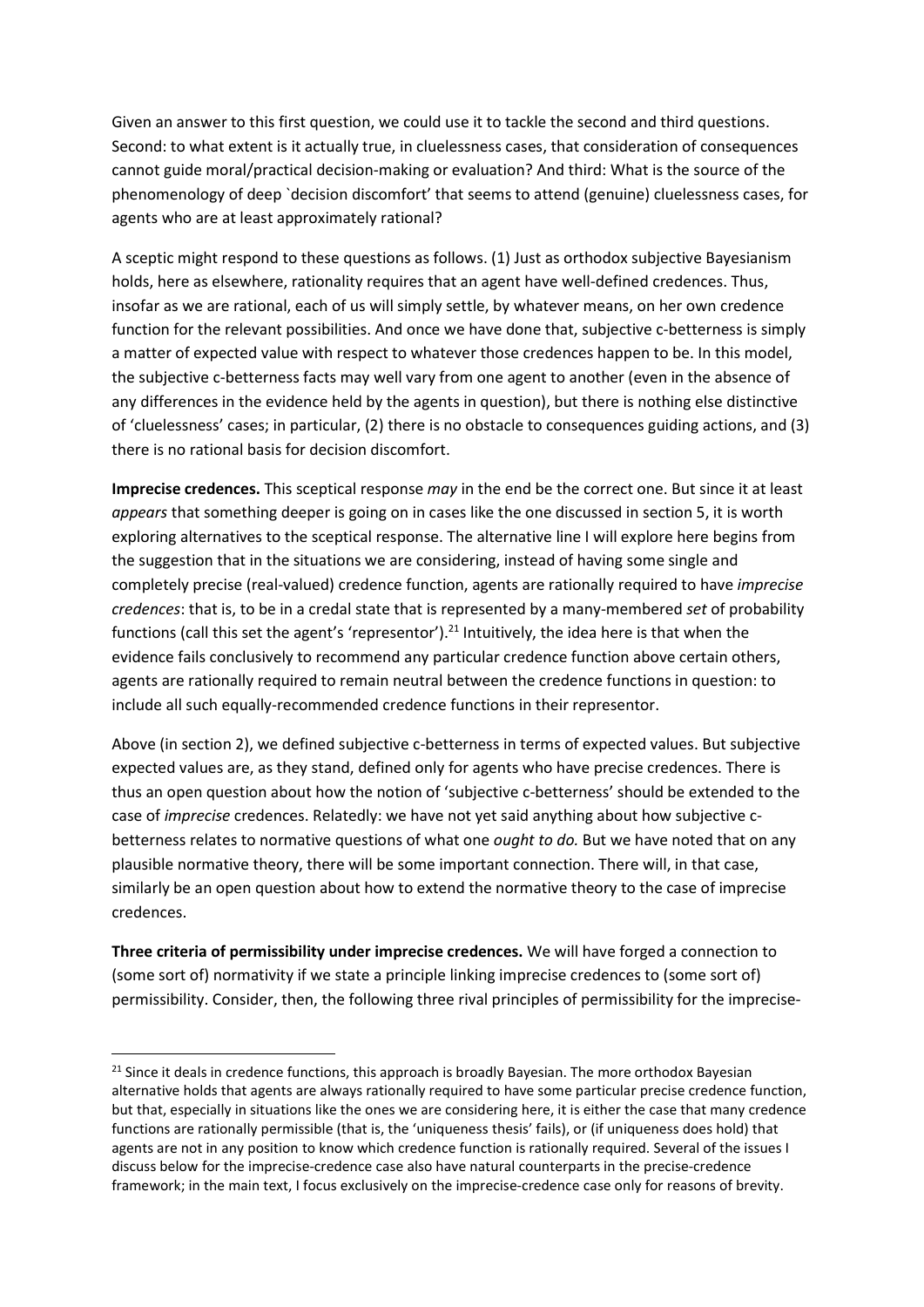Given an answer to this first question, we could use it to tackle the second and third questions. Second: to what extent is it actually true, in cluelessness cases, that consideration of consequences cannot guide moral/practical decision-making or evaluation? And third: What is the source of the phenomenology of deep `decision discomfort' that seems to attend (genuine) cluelessness cases, for agents who are at least approximately rational?

A sceptic might respond to these questions as follows. (1) Just as orthodox subjective Bayesianism holds, here as elsewhere, rationality requires that an agent have well-defined credences. Thus, insofar as we are rational, each of us will simply settle, by whatever means, on her own credence function for the relevant possibilities. And once we have done that, subjective c-betterness is simply a matter of expected value with respect to whatever those credences happen to be. In this model, the subjective c-betterness facts may well vary from one agent to another (even in the absence of any differences in the evidence held by the agents in question), but there is nothing else distinctive of 'cluelessness' cases; in particular, (2) there is no obstacle to consequences guiding actions, and (3) there is no rational basis for decision discomfort.

**Imprecise credences.** This sceptical response *may* in the end be the correct one. But since it at least *appears* that something deeper is going on in cases like the one discussed in section 5, it is worth exploring alternatives to the sceptical response. The alternative line I will explore here begins from the suggestion that in the situations we are considering, instead of having some single and completely precise (real-valued) credence function, agents are rationally required to have *imprecise credences*: that is, to be in a credal state that is represented by a many-membered *set* of probability functions (call this set the agent's 'representor').[21] Intuitively, the idea here is that when the evidence fails conclusively to recommend any particular credence function above certain others, agents are rationally required to remain neutral between the credence functions in question: to include all such equally-recommended credence functions in their representor.

Above (in section 2), we defined subjective c-betterness in terms of expected values. But subjective expected values are, as they stand, defined only for agents who have precise credences. There is thus an open question about how the notion of 'subjective c-betterness' should be extended to the case of *imprecise* credences. Relatedly: we have not yet said anything about how subjective c-betterness relates to normative questions of what one *ought to do.* But we have noted that on any plausible normative theory, there will be some important connection. There will, in that case, similarly be an open question about how to extend the normative theory to the case of imprecise credences.

**Three criteria of permissibility under imprecise credences.** We will have forged a connection to (some sort of) normativity if we state a principle linking imprecise credences to (some sort of) permissibility. Consider, then, the following three rival principles of permissibility for the imprecise-

---

[21] Since it deals in credence functions, this approach is broadly Bayesian. The more orthodox Bayesian alternative holds that agents are always rationally required to have some particular precise credence function, but that, especially in situations like the ones we are considering here, it is either the case that many credence functions are rationally permissible (that is, the 'uniqueness thesis' fails), or (if uniqueness does hold) that agents are not in any position to know which credence function is rationally required. Several of the issues I discuss below for the imprecise-credence case also have natural counterparts in the precise-credence framework; in the main text, I focus exclusively on the imprecise-credence case only for reasons of brevity.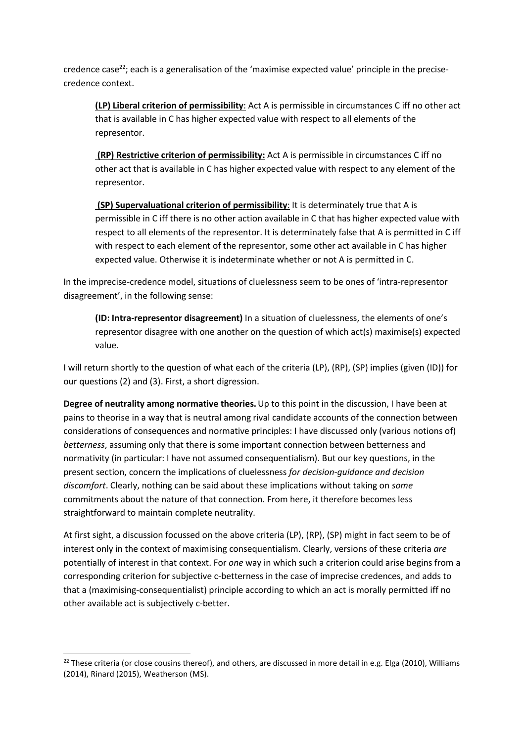credence case[22]; each is a generalisation of the 'maximise expected value' principle in the precise-credence context.

> **(LP) Liberal criterion of permissibility**: Act A is permissible in circumstances C iff no other act that is available in C has higher expected value with respect to all elements of the representor.
>
> **(RP) Restrictive criterion of permissibility:** Act A is permissible in circumstances C iff no other act that is available in C has higher expected value with respect to any element of the representor.
>
> **(SP) Supervaluational criterion of permissibility**: It is determinately true that A is permissible in C iff there is no other action available in C that has higher expected value with respect to all elements of the representor. It is determinately false that A is permitted in C iff with respect to each element of the representor, some other act available in C has higher expected value. Otherwise it is indeterminate whether or not A is permitted in C.

In the imprecise-credence model, situations of cluelessness seem to be ones of 'intra-representor disagreement', in the following sense:

> **(ID: Intra-representor disagreement)** In a situation of cluelessness, the elements of one's representor disagree with one another on the question of which act(s) maximise(s) expected value.

I will return shortly to the question of what each of the criteria (LP), (RP), (SP) implies (given (ID)) for our questions (2) and (3). First, a short digression.

**Degree of neutrality among normative theories.** Up to this point in the discussion, I have been at pains to theorise in a way that is neutral among rival candidate accounts of the connection between considerations of consequences and normative principles: I have discussed only (various notions of) *betterness*, assuming only that there is some important connection between betterness and normativity (in particular: I have not assumed consequentialism). But our key questions, in the present section, concern the implications of cluelessness *for decision-guidance and decision discomfort*. Clearly, nothing can be said about these implications without taking on *some* commitments about the nature of that connection. From here, it therefore becomes less straightforward to maintain complete neutrality.

At first sight, a discussion focussed on the above criteria (LP), (RP), (SP) might in fact seem to be of interest only in the context of maximising consequentialism. Clearly, versions of these criteria *are* potentially of interest in that context. For *one* way in which such a criterion could arise begins from a corresponding criterion for subjective c-betterness in the case of imprecise credences, and adds to that a (maximising-consequentialist) principle according to which an act is morally permitted iff no other available act is subjectively c-better.

[22] These criteria (or close cousins thereof), and others, are discussed in more detail in e.g. Elga (2010), Williams (2014), Rinard (2015), Weatherson (MS).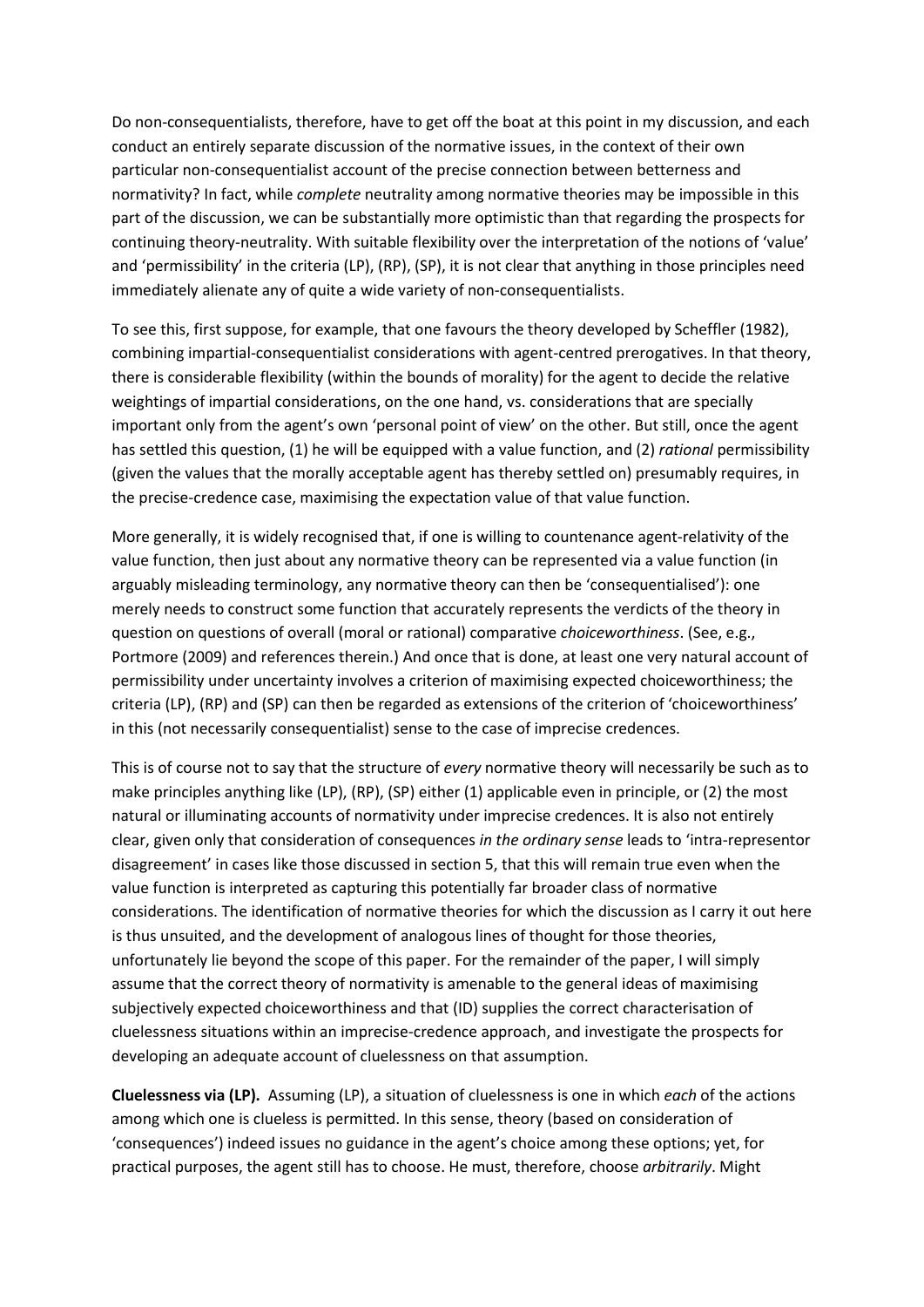Do non-consequentialists, therefore, have to get off the boat at this point in my discussion, and each conduct an entirely separate discussion of the normative issues, in the context of their own particular non-consequentialist account of the precise connection between betterness and normativity? In fact, while *complete* neutrality among normative theories may be impossible in this part of the discussion, we can be substantially more optimistic than that regarding the prospects for continuing theory-neutrality. With suitable flexibility over the interpretation of the notions of 'value' and 'permissibility' in the criteria (LP), (RP), (SP), it is not clear that anything in those principles need immediately alienate any of quite a wide variety of non-consequentialists.

To see this, first suppose, for example, that one favours the theory developed by Scheffler (1982), combining impartial-consequentialist considerations with agent-centred prerogatives. In that theory, there is considerable flexibility (within the bounds of morality) for the agent to decide the relative weightings of impartial considerations, on the one hand, vs. considerations that are specially important only from the agent's own 'personal point of view' on the other. But still, once the agent has settled this question, (1) he will be equipped with a value function, and (2) *rational* permissibility (given the values that the morally acceptable agent has thereby settled on) presumably requires, in the precise-credence case, maximising the expectation value of that value function.

More generally, it is widely recognised that, if one is willing to countenance agent-relativity of the value function, then just about any normative theory can be represented via a value function (in arguably misleading terminology, any normative theory can then be 'consequentialised'): one merely needs to construct some function that accurately represents the verdicts of the theory in question on questions of overall (moral or rational) comparative *choiceworthiness*. (See, e.g., Portmore (2009) and references therein.) And once that is done, at least one very natural account of permissibility under uncertainty involves a criterion of maximising expected choiceworthiness; the criteria (LP), (RP) and (SP) can then be regarded as extensions of the criterion of 'choiceworthiness' in this (not necessarily consequentialist) sense to the case of imprecise credences.

This is of course not to say that the structure of *every* normative theory will necessarily be such as to make principles anything like (LP), (RP), (SP) either (1) applicable even in principle, or (2) the most natural or illuminating accounts of normativity under imprecise credences. It is also not entirely clear, given only that consideration of consequences *in the ordinary sense* leads to 'intra-representor disagreement' in cases like those discussed in section 5, that this will remain true even when the value function is interpreted as capturing this potentially far broader class of normative considerations. The identification of normative theories for which the discussion as I carry it out here is thus unsuited, and the development of analogous lines of thought for those theories, unfortunately lie beyond the scope of this paper. For the remainder of the paper, I will simply assume that the correct theory of normativity is amenable to the general ideas of maximising subjectively expected choiceworthiness and that (ID) supplies the correct characterisation of cluelessness situations within an imprecise-credence approach, and investigate the prospects for developing an adequate account of cluelessness on that assumption.

**Cluelessness via (LP).** Assuming (LP), a situation of cluelessness is one in which *each* of the actions among which one is clueless is permitted. In this sense, theory (based on consideration of 'consequences') indeed issues no guidance in the agent's choice among these options; yet, for practical purposes, the agent still has to choose. He must, therefore, choose *arbitrarily*. Might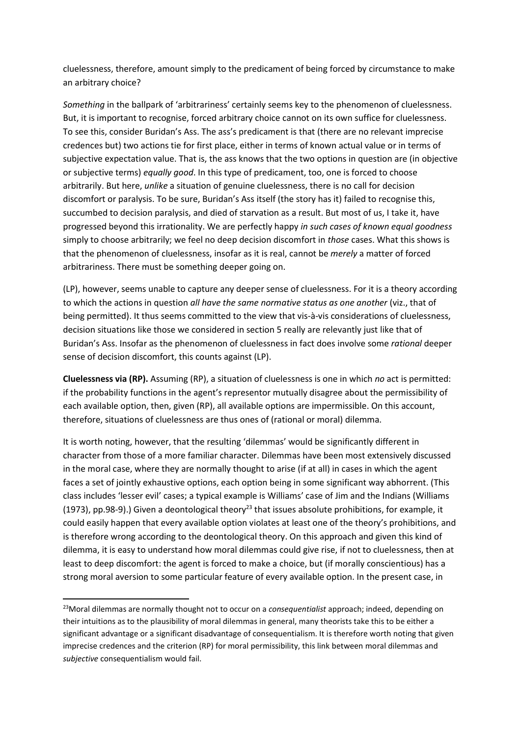cluelessness, therefore, amount simply to the predicament of being forced by circumstance to make an arbitrary choice?

*Something* in the ballpark of 'arbitrariness' certainly seems key to the phenomenon of cluelessness. But, it is important to recognise, forced arbitrary choice cannot on its own suffice for cluelessness. To see this, consider Buridan's Ass. The ass's predicament is that (there are no relevant imprecise credences but) two actions tie for first place, either in terms of known actual value or in terms of subjective expectation value. That is, the ass knows that the two options in question are (in objective or subjective terms) *equally good*. In this type of predicament, too, one is forced to choose arbitrarily. But here, *unlike* a situation of genuine cluelessness, there is no call for decision discomfort or paralysis. To be sure, Buridan's Ass itself (the story has it) failed to recognise this, succumbed to decision paralysis, and died of starvation as a result. But most of us, I take it, have progressed beyond this irrationality. We are perfectly happy *in such cases of known equal goodness* simply to choose arbitrarily; we feel no deep decision discomfort in *those* cases. What this shows is that the phenomenon of cluelessness, insofar as it is real, cannot be *merely* a matter of forced arbitrariness. There must be something deeper going on.

(LP), however, seems unable to capture any deeper sense of cluelessness. For it is a theory according to which the actions in question *all have the same normative status as one another* (viz., that of being permitted). It thus seems committed to the view that vis-à-vis considerations of cluelessness, decision situations like those we considered in section 5 really are relevantly just like that of Buridan's Ass. Insofar as the phenomenon of cluelessness in fact does involve some *rational* deeper sense of decision discomfort, this counts against (LP).

**Cluelessness via (RP).** Assuming (RP), a situation of cluelessness is one in which *no* act is permitted: if the probability functions in the agent's representor mutually disagree about the permissibility of each available option, then, given (RP), all available options are impermissible. On this account, therefore, situations of cluelessness are thus ones of (rational or moral) dilemma.

It is worth noting, however, that the resulting 'dilemmas' would be significantly different in character from those of a more familiar character. Dilemmas have been most extensively discussed in the moral case, where they are normally thought to arise (if at all) in cases in which the agent faces a set of jointly exhaustive options, each option being in some significant way abhorrent. (This class includes 'lesser evil' cases; a typical example is Williams' case of Jim and the Indians (Williams (1973), pp.98-9).) Given a deontological theory[23] that issues absolute prohibitions, for example, it could easily happen that every available option violates at least one of the theory's prohibitions, and is therefore wrong according to the deontological theory. On this approach and given this kind of dilemma, it is easy to understand how moral dilemmas could give rise, if not to cluelessness, then at least to deep discomfort: the agent is forced to make a choice, but (if morally conscientious) has a strong moral aversion to some particular feature of every available option. In the present case, in

[23]Moral dilemmas are normally thought not to occur on a *consequentialist* approach; indeed, depending on their intuitions as to the plausibility of moral dilemmas in general, many theorists take this to be either a significant advantage or a significant disadvantage of consequentialism. It is therefore worth noting that given imprecise credences and the criterion (RP) for moral permissibility, this link between moral dilemmas and *subjective* consequentialism would fail.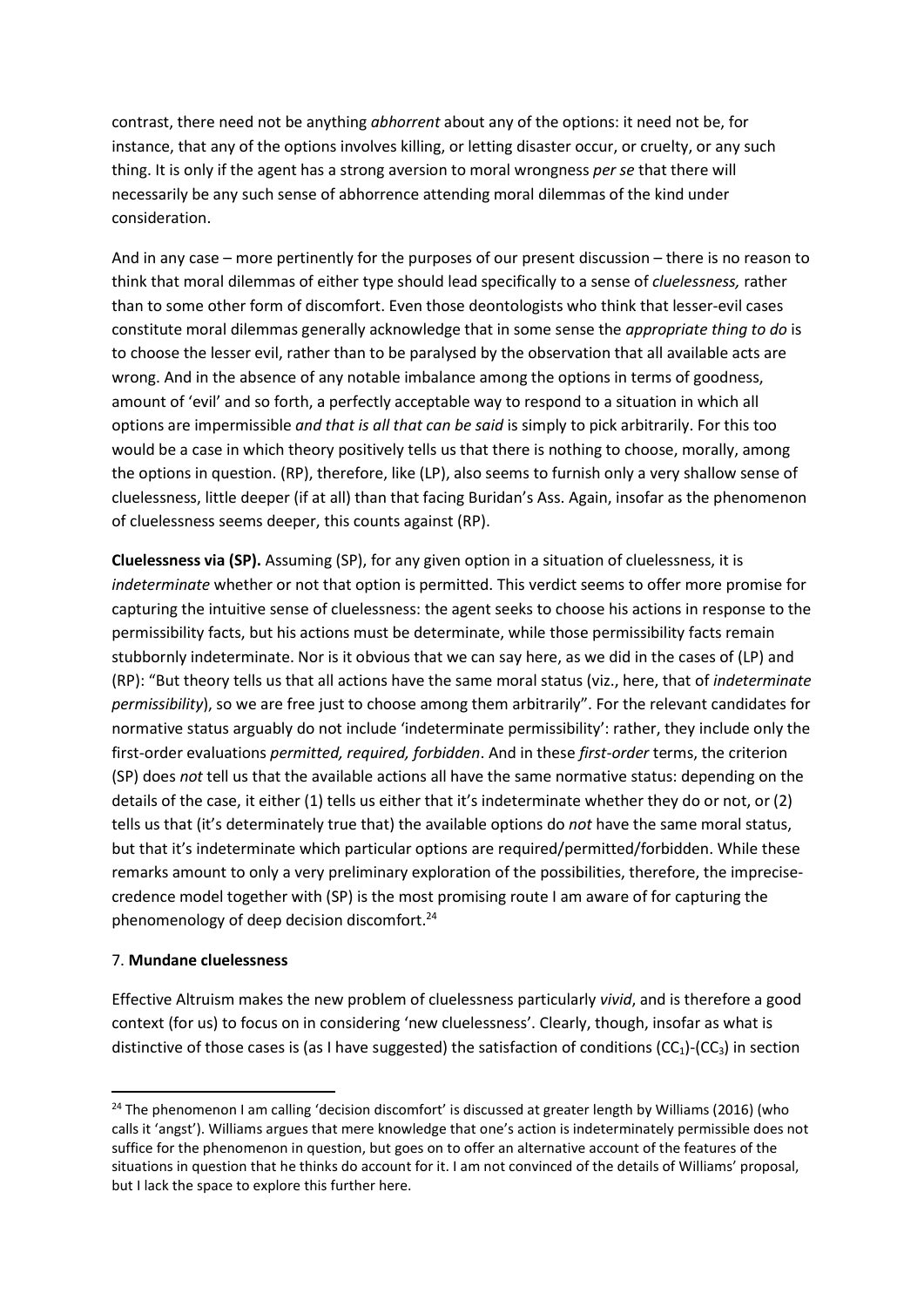contrast, there need not be anything *abhorrent* about any of the options: it need not be, for instance, that any of the options involves killing, or letting disaster occur, or cruelty, or any such thing. It is only if the agent has a strong aversion to moral wrongness *per se* that there will necessarily be any such sense of abhorrence attending moral dilemmas of the kind under consideration.

And in any case – more pertinently for the purposes of our present discussion – there is no reason to think that moral dilemmas of either type should lead specifically to a sense of *cluelessness,* rather than to some other form of discomfort. Even those deontologists who think that lesser-evil cases constitute moral dilemmas generally acknowledge that in some sense the *appropriate thing to do* is to choose the lesser evil, rather than to be paralysed by the observation that all available acts are wrong. And in the absence of any notable imbalance among the options in terms of goodness, amount of 'evil' and so forth, a perfectly acceptable way to respond to a situation in which all options are impermissible *and that is all that can be said* is simply to pick arbitrarily. For this too would be a case in which theory positively tells us that there is nothing to choose, morally, among the options in question. (RP), therefore, like (LP), also seems to furnish only a very shallow sense of cluelessness, little deeper (if at all) than that facing Buridan's Ass. Again, insofar as the phenomenon of cluelessness seems deeper, this counts against (RP).

**Cluelessness via (SP).** Assuming (SP), for any given option in a situation of cluelessness, it is *indeterminate* whether or not that option is permitted. This verdict seems to offer more promise for capturing the intuitive sense of cluelessness: the agent seeks to choose his actions in response to the permissibility facts, but his actions must be determinate, while those permissibility facts remain stubbornly indeterminate. Nor is it obvious that we can say here, as we did in the cases of (LP) and (RP): "But theory tells us that all actions have the same moral status (viz., here, that of *indeterminate permissibility*), so we are free just to choose among them arbitrarily". For the relevant candidates for normative status arguably do not include 'indeterminate permissibility': rather, they include only the first-order evaluations *permitted, required, forbidden*. And in these *first-order* terms, the criterion (SP) does *not* tell us that the available actions all have the same normative status: depending on the details of the case, it either (1) tells us either that it's indeterminate whether they do or not, or (2) tells us that (it's determinately true that) the available options do *not* have the same moral status, but that it's indeterminate which particular options are required/permitted/forbidden. While these remarks amount to only a very preliminary exploration of the possibilities, therefore, the imprecise-credence model together with (SP) is the most promising route I am aware of for capturing the phenomenology of deep decision discomfort.[24]

## 7. **Mundane cluelessness**

Effective Altruism makes the new problem of cluelessness particularly *vivid*, and is therefore a good context (for us) to focus on in considering 'new cluelessness'. Clearly, though, insofar as what is distinctive of those cases is (as I have suggested) the satisfaction of conditions ($CC_1$)-($CC_3$) in section

[24] The phenomenon I am calling 'decision discomfort' is discussed at greater length by Williams (2016) (who calls it 'angst'). Williams argues that mere knowledge that one's action is indeterminately permissible does not suffice for the phenomenon in question, but goes on to offer an alternative account of the features of the situations in question that he thinks do account for it. I am not convinced of the details of Williams' proposal, but I lack the space to explore this further here.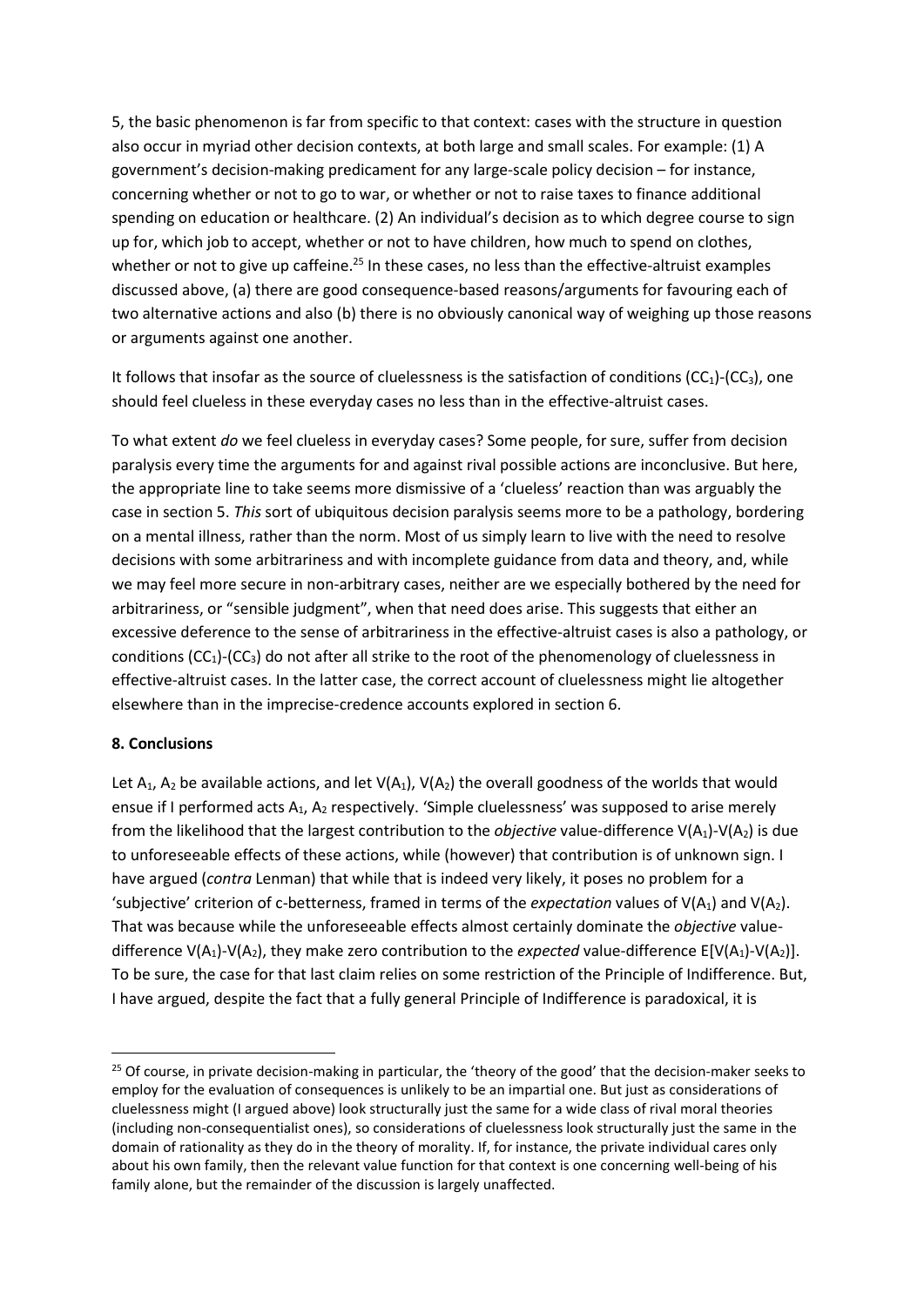5, the basic phenomenon is far from specific to that context: cases with the structure in question also occur in myriad other decision contexts, at both large and small scales. For example: (1) A government's decision-making predicament for any large-scale policy decision – for instance, concerning whether or not to go to war, or whether or not to raise taxes to finance additional spending on education or healthcare. (2) An individual's decision as to which degree course to sign up for, which job to accept, whether or not to have children, how much to spend on clothes, whether or not to give up caffeine.[25] In these cases, no less than the effective-altruist examples discussed above, (a) there are good consequence-based reasons/arguments for favouring each of two alternative actions and also (b) there is no obviously canonical way of weighing up those reasons or arguments against one another.

It follows that insofar as the source of cluelessness is the satisfaction of conditions ($CC_1$)-($CC_3$), one should feel clueless in these everyday cases no less than in the effective-altruist cases.

To what extent *do* we feel clueless in everyday cases? Some people, for sure, suffer from decision paralysis every time the arguments for and against rival possible actions are inconclusive. But here, the appropriate line to take seems more dismissive of a 'clueless' reaction than was arguably the case in section 5. *This* sort of ubiquitous decision paralysis seems more to be a pathology, bordering on a mental illness, rather than the norm. Most of us simply learn to live with the need to resolve decisions with some arbitrariness and with incomplete guidance from data and theory, and, while we may feel more secure in non-arbitrary cases, neither are we especially bothered by the need for arbitrariness, or "sensible judgment", when that need does arise. This suggests that either an excessive deference to the sense of arbitrariness in the effective-altruist cases is also a pathology, or conditions ($CC_1$)-($CC_3$) do not after all strike to the root of the phenomenology of cluelessness in effective-altruist cases. In the latter case, the correct account of cluelessness might lie altogether elsewhere than in the imprecise-credence accounts explored in section 6.

## 8. Conclusions

Let $A_1$, $A_2$ be available actions, and let $V(A_1)$, $V(A_2)$ the overall goodness of the worlds that would ensue if I performed acts $A_1$, $A_2$ respectively. 'Simple cluelessness' was supposed to arise merely from the likelihood that the largest contribution to the *objective* value-difference $V(A_1)$-$V(A_2)$ is due to unforeseeable effects of these actions, while (however) that contribution is of unknown sign. I have argued (*contra* Lenman) that while that is indeed very likely, it poses no problem for a 'subjective' criterion of c-betterness, framed in terms of the *expectation* values of $V(A_1)$ and $V(A_2)$. That was because while the unforeseeable effects almost certainly dominate the *objective* value-difference $V(A_1)$-$V(A_2)$, they make zero contribution to the *expected* value-difference $E[V(A_1)$-$V(A_2)]$. To be sure, the case for that last claim relies on some restriction of the Principle of Indifference. But, I have argued, despite the fact that a fully general Principle of Indifference is paradoxical, it is

[25] Of course, in private decision-making in particular, the 'theory of the good' that the decision-maker seeks to employ for the evaluation of consequences is unlikely to be an impartial one. But just as considerations of cluelessness might (I argued above) look structurally just the same for a wide class of rival moral theories (including non-consequentialist ones), so considerations of cluelessness look structurally just the same in the domain of rationality as they do in the theory of morality. If, for instance, the private individual cares only about his own family, then the relevant value function for that context is one concerning well-being of his family alone, but the remainder of the discussion is largely unaffected.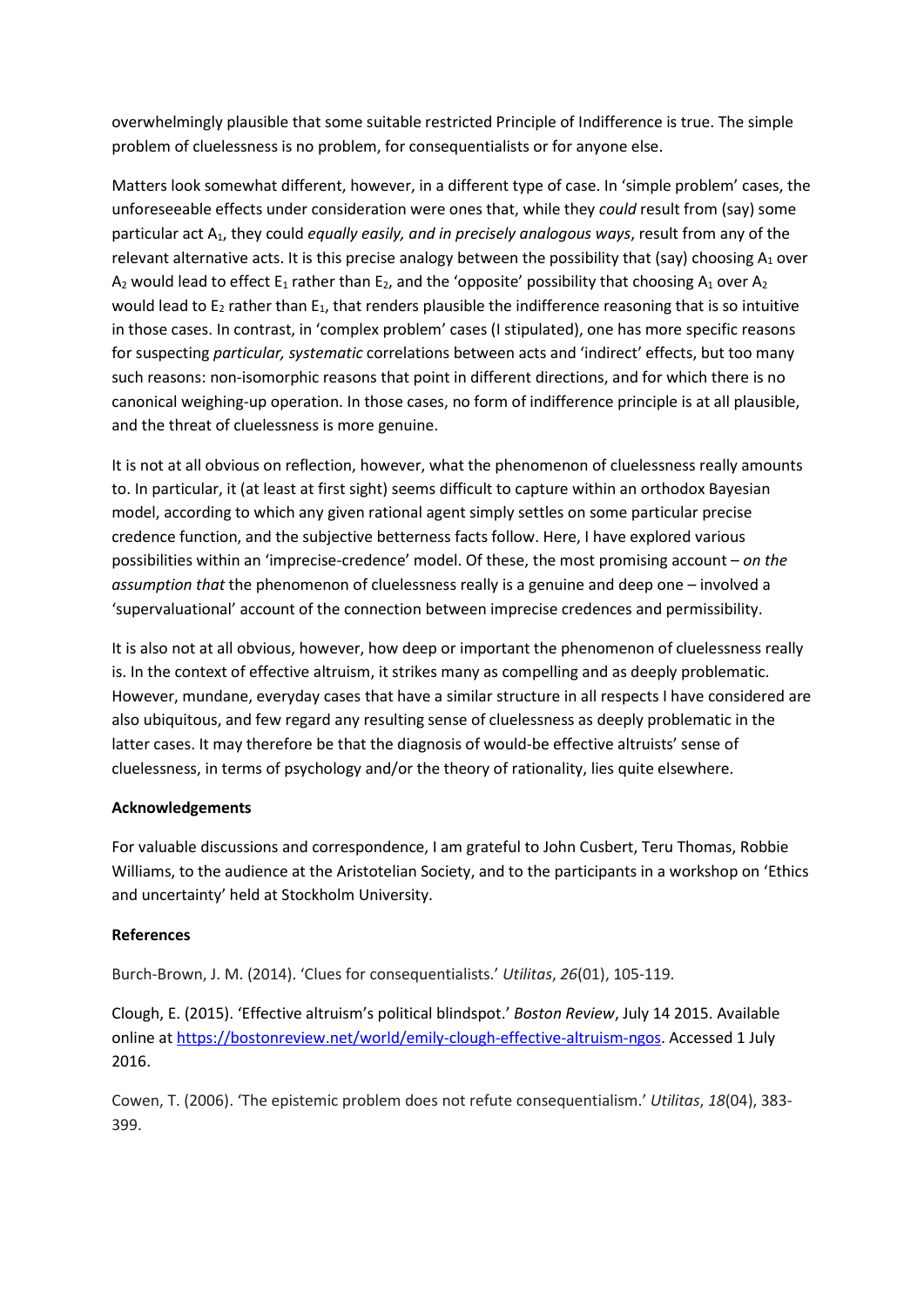overwhelmingly plausible that some suitable restricted Principle of Indifference is true. The simple problem of cluelessness is no problem, for consequentialists or for anyone else.

Matters look somewhat different, however, in a different type of case. In 'simple problem' cases, the unforeseeable effects under consideration were ones that, while they *could* result from (say) some particular act $A_1$, they could *equally easily, and in precisely analogous ways*, result from any of the relevant alternative acts. It is this precise analogy between the possibility that (say) choosing $A_1$ over $A_2$ would lead to effect $E_1$ rather than $E_2$, and the 'opposite' possibility that choosing $A_1$ over $A_2$ would lead to $E_2$ rather than $E_1$, that renders plausible the indifference reasoning that is so intuitive in those cases. In contrast, in 'complex problem' cases (I stipulated), one has more specific reasons for suspecting *particular, systematic* correlations between acts and 'indirect' effects, but too many such reasons: non-isomorphic reasons that point in different directions, and for which there is no canonical weighing-up operation. In those cases, no form of indifference principle is at all plausible, and the threat of cluelessness is more genuine.

It is not at all obvious on reflection, however, what the phenomenon of cluelessness really amounts to. In particular, it (at least at first sight) seems difficult to capture within an orthodox Bayesian model, according to which any given rational agent simply settles on some particular precise credence function, and the subjective betterness facts follow. Here, I have explored various possibilities within an 'imprecise-credence' model. Of these, the most promising account – *on the assumption that* the phenomenon of cluelessness really is a genuine and deep one – involved a 'supervaluational' account of the connection between imprecise credences and permissibility.

It is also not at all obvious, however, how deep or important the phenomenon of cluelessness really is. In the context of effective altruism, it strikes many as compelling and as deeply problematic. However, mundane, everyday cases that have a similar structure in all respects I have considered are also ubiquitous, and few regard any resulting sense of cluelessness as deeply problematic in the latter cases. It may therefore be that the diagnosis of would-be effective altruists' sense of cluelessness, in terms of psychology and/or the theory of rationality, lies quite elsewhere.

**Acknowledgements**

For valuable discussions and correspondence, I am grateful to John Cusbert, Teru Thomas, Robbie Williams, to the audience at the Aristotelian Society, and to the participants in a workshop on 'Ethics and uncertainty' held at Stockholm University.

**References**

Burch-Brown, J. M. (2014). 'Clues for consequentialists.' *Utilitas*, *26*(01), 105-119.

Clough, E. (2015). 'Effective altruism's political blindspot.' *Boston Review*, July 14 2015. Available online at https://bostonreview.net/world/emily-clough-effective-altruism-ngos. Accessed 1 July 2016.

Cowen, T. (2006). 'The epistemic problem does not refute consequentialism.' *Utilitas*, *18*(04), 383-399.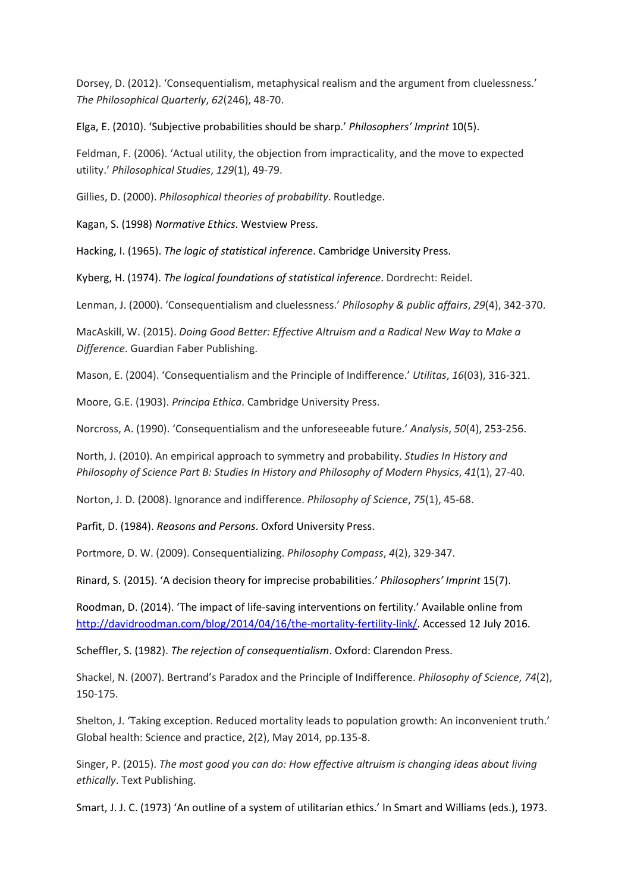Dorsey, D. (2012). 'Consequentialism, metaphysical realism and the argument from cluelessness.' *The Philosophical Quarterly*, *62*(246), 48-70.

Elga, E. (2010). 'Subjective probabilities should be sharp.' *Philosophers' Imprint* 10(5).

Feldman, F. (2006). 'Actual utility, the objection from impracticality, and the move to expected utility.' *Philosophical Studies*, *129*(1), 49-79.

Gillies, D. (2000). *Philosophical theories of probability*. Routledge.

Kagan, S. (1998) *Normative Ethics*. Westview Press.

Hacking, I. (1965). *The logic of statistical inference*. Cambridge University Press.

Kyberg, H. (1974). *The logical foundations of statistical inference*. Dordrecht: Reidel.

Lenman, J. (2000). 'Consequentialism and cluelessness.' *Philosophy & public affairs*, *29*(4), 342-370.

MacAskill, W. (2015). *Doing Good Better: Effective Altruism and a Radical New Way to Make a Difference*. Guardian Faber Publishing.

Mason, E. (2004). 'Consequentialism and the Principle of Indifference.' *Utilitas*, *16*(03), 316-321.

Moore, G.E. (1903). *Principa Ethica*. Cambridge University Press.

Norcross, A. (1990). 'Consequentialism and the unforeseeable future.' *Analysis*, *50*(4), 253-256.

North, J. (2010). An empirical approach to symmetry and probability. *Studies In History and Philosophy of Science Part B: Studies In History and Philosophy of Modern Physics*, *41*(1), 27-40.

Norton, J. D. (2008). Ignorance and indifference. *Philosophy of Science*, *75*(1), 45-68.

Parfit, D. (1984). *Reasons and Persons*. Oxford University Press.

Portmore, D. W. (2009). Consequentializing. *Philosophy Compass*, *4*(2), 329-347.

Rinard, S. (2015). 'A decision theory for imprecise probabilities.' *Philosophers' Imprint* 15(7).

Roodman, D. (2014). 'The impact of life-saving interventions on fertility.' Available online from http://davidroodman.com/blog/2014/04/16/the-mortality-fertility-link/. Accessed 12 July 2016.

Scheffler, S. (1982). *The rejection of consequentialism*. Oxford: Clarendon Press.

Shackel, N. (2007). Bertrand's Paradox and the Principle of Indifference. *Philosophy of Science*, *74*(2), 150-175.

Shelton, J. 'Taking exception. Reduced mortality leads to population growth: An inconvenient truth.' Global health: Science and practice, 2(2), May 2014, pp.135-8.

Singer, P. (2015). *The most good you can do: How effective altruism is changing ideas about living ethically*. Text Publishing.

Smart, J. J. C. (1973) 'An outline of a system of utilitarian ethics.' In Smart and Williams (eds.), 1973.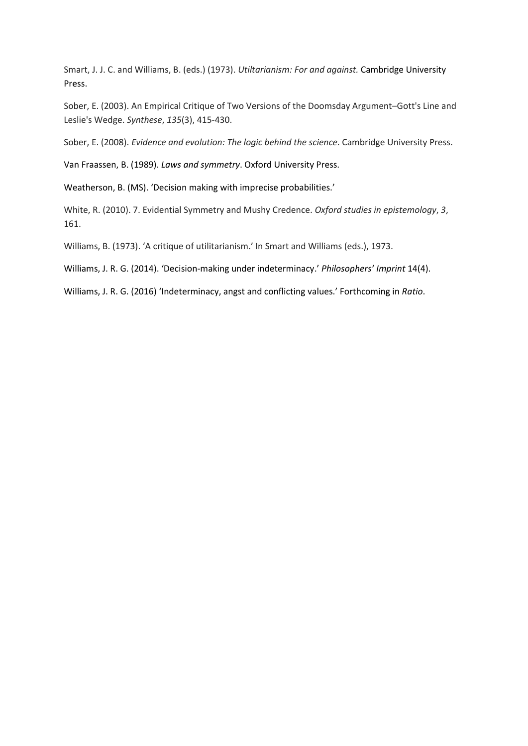Smart, J. J. C. and Williams, B. (eds.) (1973). *Utiltarianism: For and against.* Cambridge University Press.

Sober, E. (2003). An Empirical Critique of Two Versions of the Doomsday Argument–Gott's Line and Leslie's Wedge. *Synthese*, *135*(3), 415-430.

Sober, E. (2008). *Evidence and evolution: The logic behind the science*. Cambridge University Press.

Van Fraassen, B. (1989). *Laws and symmetry*. Oxford University Press.

Weatherson, B. (MS). 'Decision making with imprecise probabilities.'

White, R. (2010). 7. Evidential Symmetry and Mushy Credence. *Oxford studies in epistemology*, *3*, 161.

Williams, B. (1973). 'A critique of utilitarianism.' In Smart and Williams (eds.), 1973.

Williams, J. R. G. (2014). 'Decision-making under indeterminacy.' *Philosophers' Imprint* 14(4).

Williams, J. R. G. (2016) 'Indeterminacy, angst and conflicting values.' Forthcoming in *Ratio*.